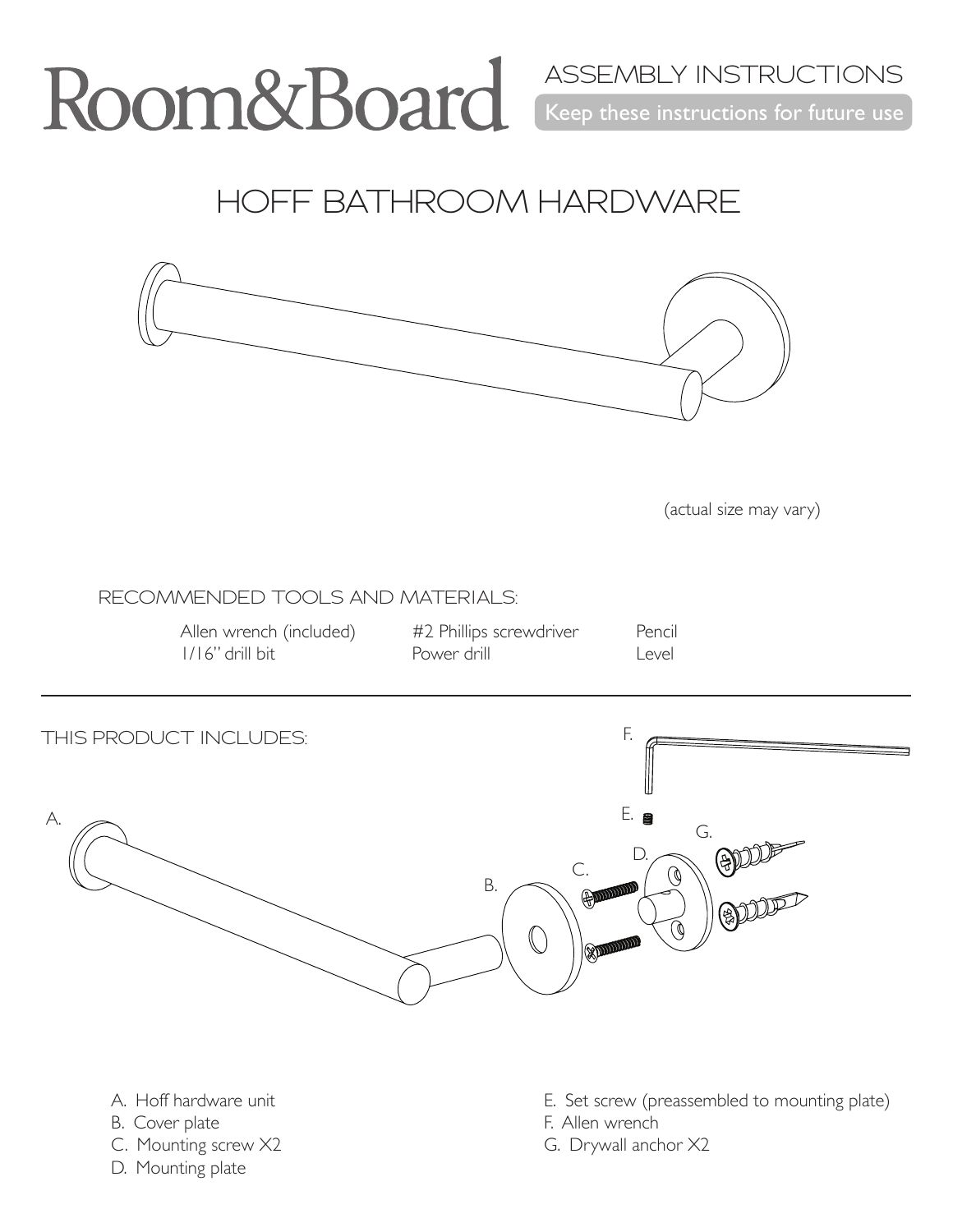Room&Board

ASSEMBLY INSTRUCTIONS

Keep these instructions for future use

# HOFF BATHROOM HARDWARE

(actual size may vary)

## RECOMMENDED TOOLS AND MATERIALS:

| | | |
|---|---|---|
| Allen wrench (included) | #2 Phillips screwdriver | Pencil |
| 1/16" drill bit | Power drill | Level |

## THIS PRODUCT INCLUDES:

A. Hoff hardware unit
B. Cover plate
C. Mounting screw X2
D. Mounting plate
E. Set screw (preassembled to mounting plate)
F. Allen wrench
G. Drywall anchor X2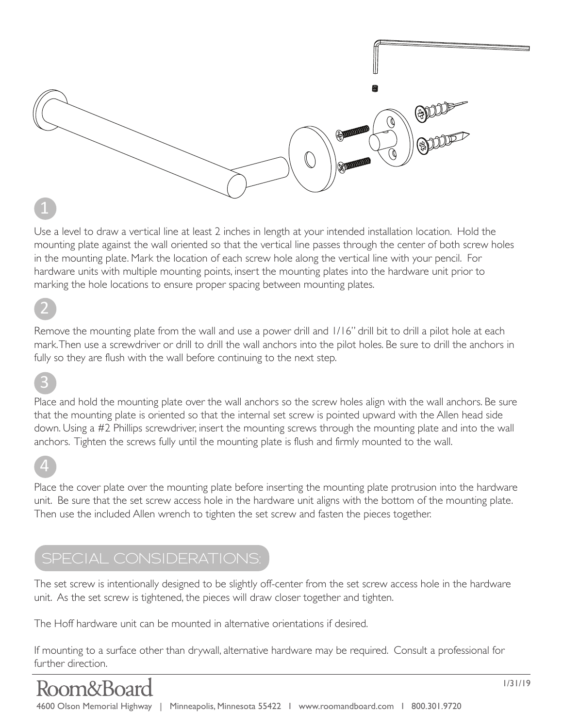1

Use a level to draw a vertical line at least 2 inches in length at your intended installation location. Hold the mounting plate against the wall oriented so that the vertical line passes through the center of both screw holes in the mounting plate. Mark the location of each screw hole along the vertical line with your pencil. For hardware units with multiple mounting points, insert the mounting plates into the hardware unit prior to marking the hole locations to ensure proper spacing between mounting plates.

2

Remove the mounting plate from the wall and use a power drill and 1/16" drill bit to drill a pilot hole at each mark. Then use a screwdriver or drill to drill the wall anchors into the pilot holes. Be sure to drill the anchors in fully so they are flush with the wall before continuing to the next step.

3

Place and hold the mounting plate over the wall anchors so the screw holes align with the wall anchors. Be sure that the mounting plate is oriented so that the internal set screw is pointed upward with the Allen head side down. Using a #2 Phillips screwdriver, insert the mounting screws through the mounting plate and into the wall anchors. Tighten the screws fully until the mounting plate is flush and firmly mounted to the wall.

4

Place the cover plate over the mounting plate before inserting the mounting plate protrusion into the hardware unit. Be sure that the set screw access hole in the hardware unit aligns with the bottom of the mounting plate. Then use the included Allen wrench to tighten the set screw and fasten the pieces together.

## SPECIAL CONSIDERATIONS:

The set screw is intentionally designed to be slightly off-center from the set screw access hole in the hardware unit. As the set screw is tightened, the pieces will draw closer together and tighten.

The Hoff hardware unit can be mounted in alternative orientations if desired.

If mounting to a surface other than drywall, alternative hardware may be required. Consult a professional for further direction.

Room&Board

1/31/19

4600 Olson Memorial Highway | Minneapolis, Minnesota 55422 | www.roomandboard.com | 800.301.9720